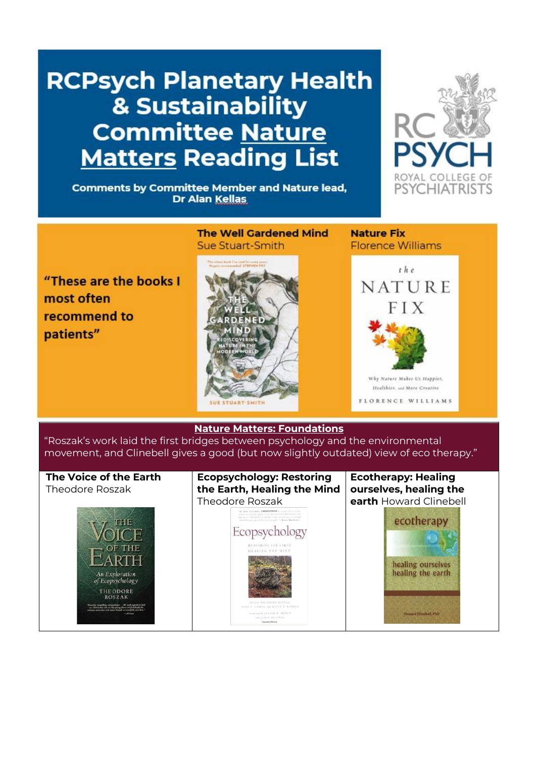# RCPsych Planetary Health & Sustainability Committee Nature Matters Reading List

**Comments by Committee Member and Nature lead, Dr Alan Kellas**

**"These are the books I most often recommend to patients"**

**The Well Gardened Mind**
Sue Stuart-Smith

**Nature Fix**
Florence Williams

## Nature Matters: Foundations

"Roszak's work laid the first bridges between psychology and the environmental movement, and Clinebell gives a good (but now slightly outdated) view of eco therapy."

| **The Voice of the Earth** Theodore Roszak | **Ecopsychology: Restoring the Earth, Healing the Mind** Theodore Roszak | **Ecotherapy: Healing ourselves, healing the earth** Howard Clinebell |
|---|---|---|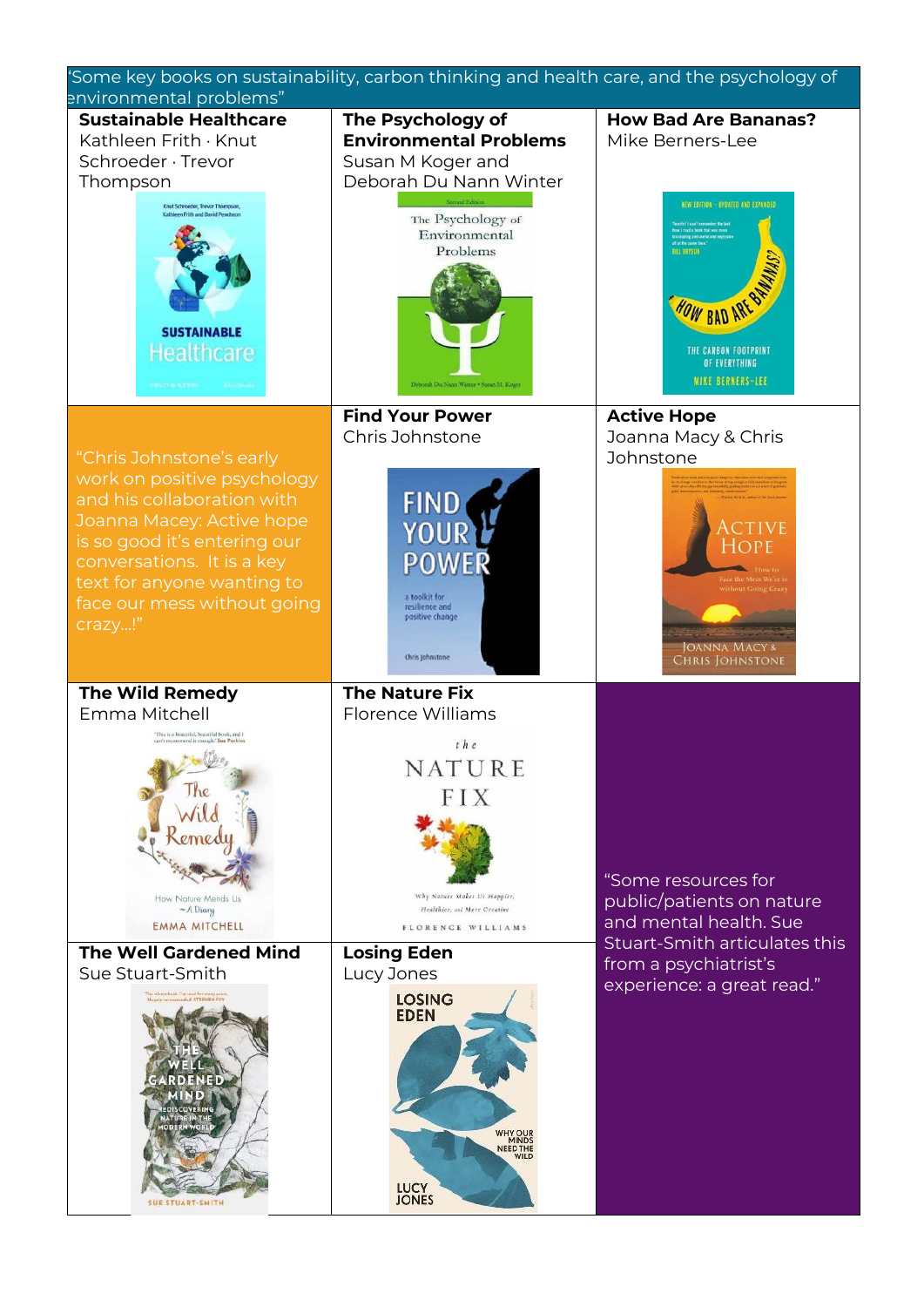'Some key books on sustainability, carbon thinking and health care, and the psychology of environmental problems"

**Sustainable Healthcare**
Kathleen Frith · Knut Schroeder · Trevor Thompson

**The Psychology of Environmental Problems**
Susan M Koger and Deborah Du Nann Winter

**How Bad Are Bananas?**
Mike Berners-Lee

"Chris Johnstone's early work on positive psychology and his collaboration with Joanna Macey: Active hope is so good it's entering our conversations. It is a key text for anyone wanting to face our mess without going crazy…!"

**Find Your Power**
Chris Johnstone

**Active Hope**
Joanna Macy & Chris Johnstone

**The Wild Remedy**
Emma Mitchell

**The Nature Fix**
Florence Williams

**The Well Gardened Mind**
Sue Stuart-Smith

**Losing Eden**
Lucy Jones

"Some resources for public/patients on nature and mental health. Sue Stuart-Smith articulates this from a psychiatrist's experience: a great read."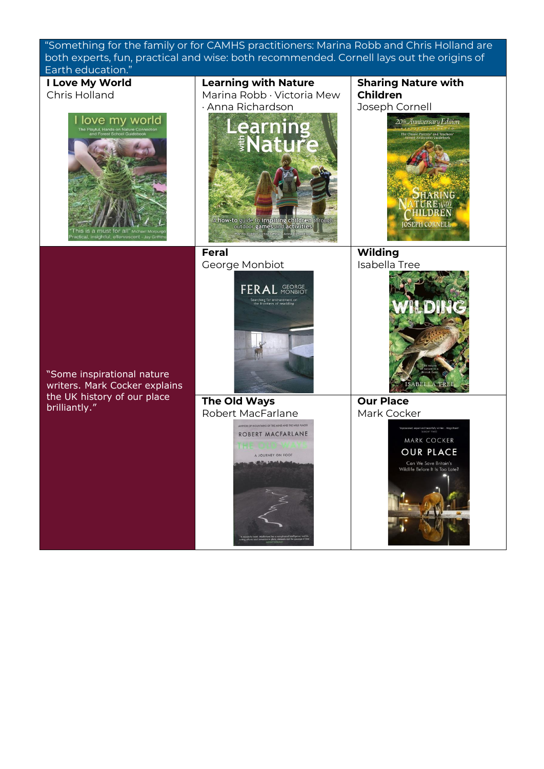"Something for the family or for CAMHS practitioners: Marina Robb and Chris Holland are both experts, fun, practical and wise: both recommended. Cornell lays out the origins of Earth education."

| | | |
|---|---|---|
| **I Love My World**<br>Chris Holland | **Learning with Nature**<br>Marina Robb · Victoria Mew · Anna Richardson | **Sharing Nature with Children**<br>Joseph Cornell |
| "Some inspirational nature writers. Mark Cocker explains the UK history of our place brilliantly." | **Feral**<br>George Monbiot | **Wilding**<br>Isabella Tree |
| | **The Old Ways**<br>Robert MacFarlane | **Our Place**<br>Mark Cocker |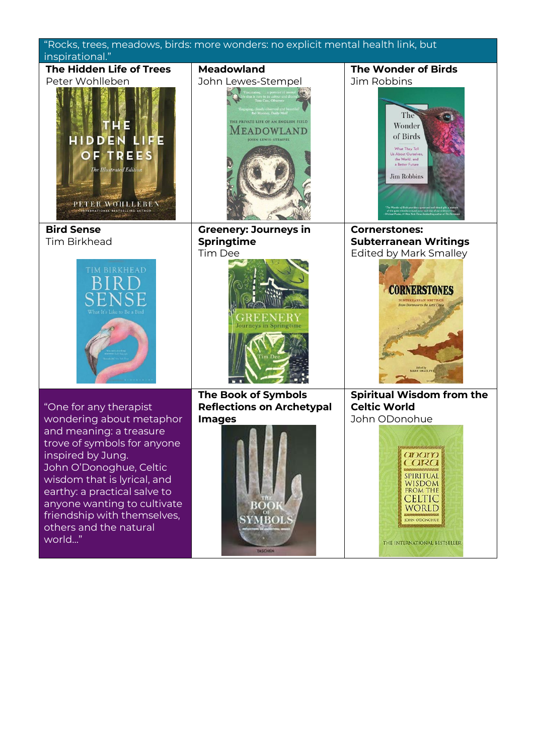"Rocks, trees, meadows, birds: more wonders: no explicit mental health link, but inspirational."

| | | |
|---|---|---|
| **The Hidden Life of Trees**<br>Peter Wohlleben | **Meadowland**<br>John Lewes-Stempel | **The Wonder of Birds**<br>Jim Robbins |
| **Bird Sense**<br>Tim Birkhead | **Greenery: Journeys in Springtime**<br>Tim Dee | **Cornerstones: Subterranean Writings**<br>Edited by Mark Smalley |
| "One for any therapist wondering about metaphor and meaning: a treasure trove of symbols for anyone inspired by Jung.<br>John O'Donoghue, Celtic wisdom that is lyrical, and earthy: a practical salve to anyone wanting to cultivate friendship with themselves, others and the natural world…" | **The Book of Symbols Reflections on Archetypal Images** | **Spiritual Wisdom from the Celtic World**<br>John ODonohue |